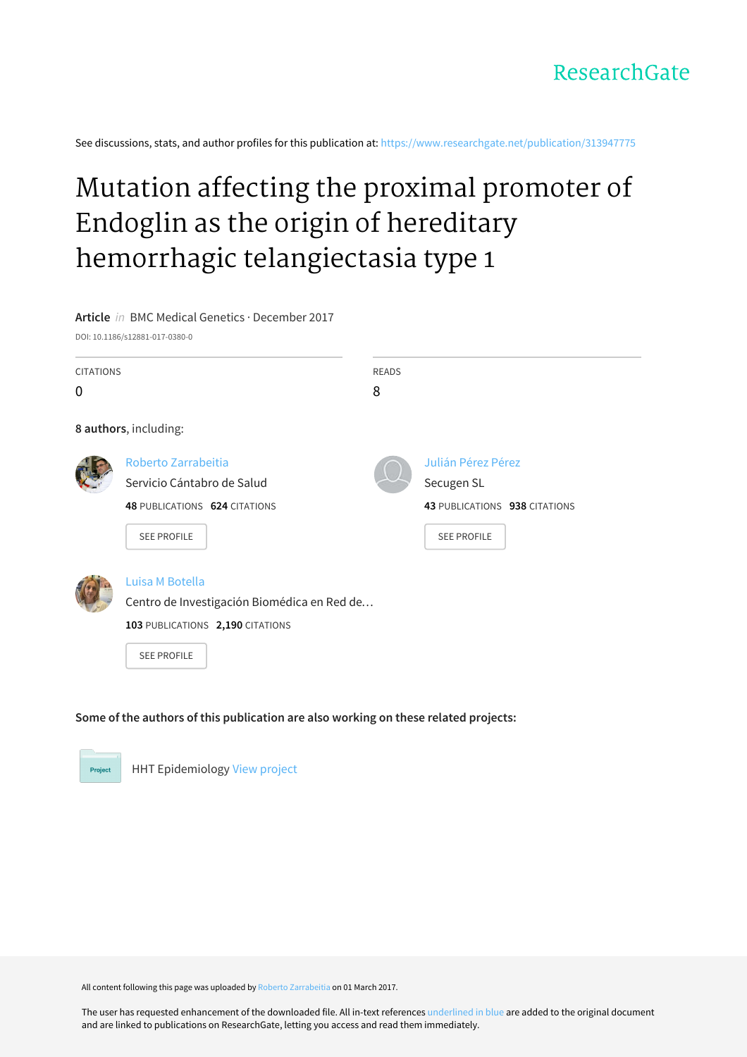ResearchGate

See discussions, stats, and author profiles for this publication at: https://www.researchgate.net/publication/313947775

# Mutation affecting the proximal promoter of Endoglin as the origin of hereditary hemorrhagic telangiectasia type 1

**Article** *in* BMC Medical Genetics · December 2017

DOI: 10.1186/s12881-017-0380-0

| CITATIONS | READS |
| --- | --- |
| 0 | 8 |

**8 authors**, including:

**Roberto Zarrabeitia**
Servicio Cántabro de Salud
**48** PUBLICATIONS **624** CITATIONS
SEE PROFILE

**Julián Pérez Pérez**
Secugen SL
**43** PUBLICATIONS **938** CITATIONS
SEE PROFILE

**Luisa M Botella**
Centro de Investigación Biomédica en Red de…
**103** PUBLICATIONS **2,190** CITATIONS
SEE PROFILE

**Some of the authors of this publication are also working on these related projects:**

Project: HHT Epidemiology View project

All content following this page was uploaded by Roberto Zarrabeitia on 01 March 2017.

The user has requested enhancement of the downloaded file. All in-text references underlined in blue are added to the original document and are linked to publications on ResearchGate, letting you access and read them immediately.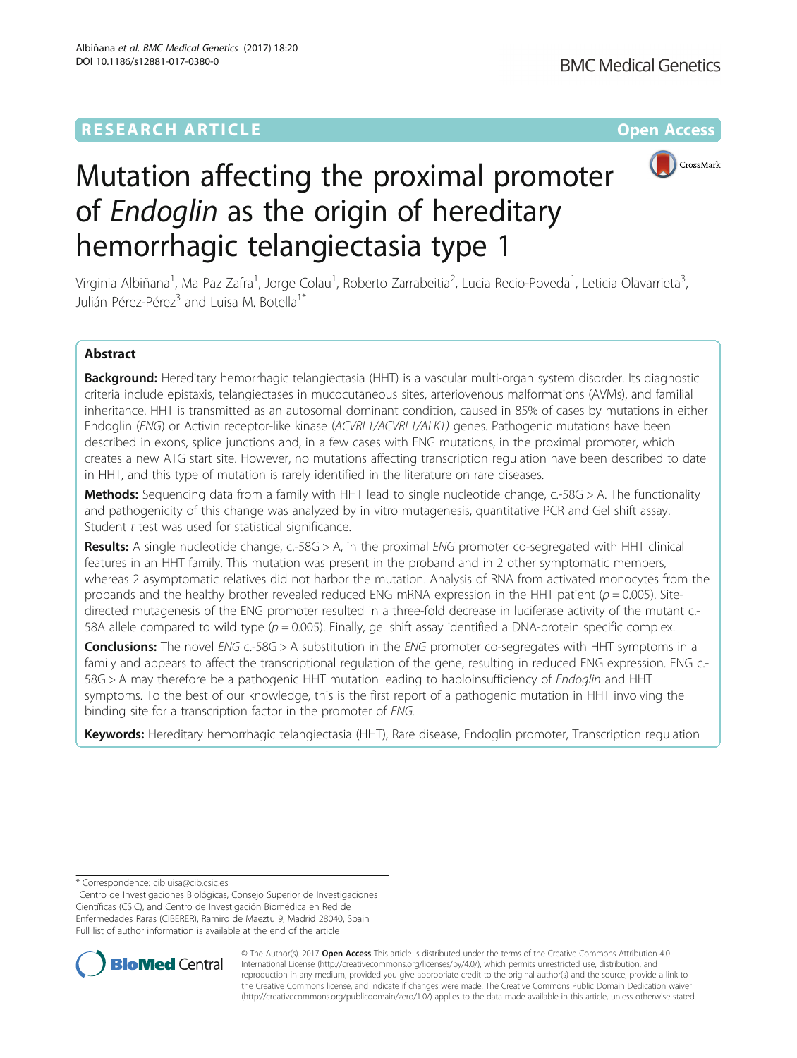# Mutation affecting the proximal promoter of *Endoglin* as the origin of hereditary hemorrhagic telangiectasia type 1

Virginia Albiñana[1], Ma Paz Zafra[1], Jorge Colau[1], Roberto Zarrabeitia[2], Lucia Recio-Poveda[1], Leticia Olavarrieta[3], Julián Pérez-Pérez[3] and Luisa M. Botella[1*]

## Abstract

**Background:** Hereditary hemorrhagic telangiectasia (HHT) is a vascular multi-organ system disorder. Its diagnostic criteria include epistaxis, telangiectases in mucocutaneous sites, arteriovenous malformations (AVMs), and familial inheritance. HHT is transmitted as an autosomal dominant condition, caused in 85% of cases by mutations in either Endoglin (*ENG*) or Activin receptor-like kinase (*ACVRL1/ACVRL1/ALK1*) genes. Pathogenic mutations have been described in exons, splice junctions and, in a few cases with ENG mutations, in the proximal promoter, which creates a new ATG start site. However, no mutations affecting transcription regulation have been described to date in HHT, and this type of mutation is rarely identified in the literature on rare diseases.

**Methods:** Sequencing data from a family with HHT lead to single nucleotide change, c.-58G > A. The functionality and pathogenicity of this change was analyzed by in vitro mutagenesis, quantitative PCR and Gel shift assay. Student *t* test was used for statistical significance.

**Results:** A single nucleotide change, c.-58G > A, in the proximal *ENG* promoter co-segregated with HHT clinical features in an HHT family. This mutation was present in the proband and in 2 other symptomatic members, whereas 2 asymptomatic relatives did not harbor the mutation. Analysis of RNA from activated monocytes from the probands and the healthy brother revealed reduced ENG mRNA expression in the HHT patient ($p = 0.005$). Site-directed mutagenesis of the ENG promoter resulted in a three-fold decrease in luciferase activity of the mutant c.-58A allele compared to wild type ($p = 0.005$). Finally, gel shift assay identified a DNA-protein specific complex.

**Conclusions:** The novel *ENG* c.-58G > A substitution in the *ENG* promoter co-segregates with HHT symptoms in a family and appears to affect the transcriptional regulation of the gene, resulting in reduced ENG expression. ENG c.-58G > A may therefore be a pathogenic HHT mutation leading to haploinsufficiency of *Endoglin* and HHT symptoms. To the best of our knowledge, this is the first report of a pathogenic mutation in HHT involving the binding site for a transcription factor in the promoter of *ENG*.

**Keywords:** Hereditary hemorrhagic telangiectasia (HHT), Rare disease, Endoglin promoter, Transcription regulation

\* Correspondence: cibluisa@cib.csic.es
[1]Centro de Investigaciones Biológicas, Consejo Superior de Investigaciones Científicas (CSIC), and Centro de Investigación Biomédica en Red de Enfermedades Raras (CIBERER), Ramiro de Maeztu 9, Madrid 28040, Spain
Full list of author information is available at the end of the article

© The Author(s). 2017 **Open Access** This article is distributed under the terms of the Creative Commons Attribution 4.0 International License (http://creativecommons.org/licenses/by/4.0/), which permits unrestricted use, distribution, and reproduction in any medium, provided you give appropriate credit to the original author(s) and the source, provide a link to the Creative Commons license, and indicate if changes were made. The Creative Commons Public Domain Dedication waiver (http://creativecommons.org/publicdomain/zero/1.0/) applies to the data made available in this article, unless otherwise stated.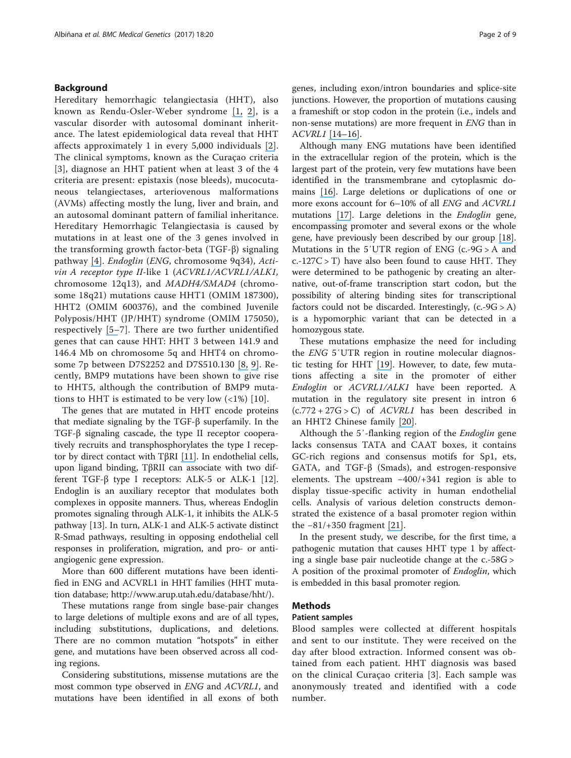## Background

Hereditary hemorrhagic telangiectasia (HHT), also known as Rendu-Osler-Weber syndrome [1, 2], is a vascular disorder with autosomal dominant inheritance. The latest epidemiological data reveal that HHT affects approximately 1 in every 5,000 individuals [2]. The clinical symptoms, known as the Curaçao criteria [3], diagnose an HHT patient when at least 3 of the 4 criteria are present: epistaxis (nose bleeds), mucocutaneous telangiectases, arteriovenous malformations (AVMs) affecting mostly the lung, liver and brain, and an autosomal dominant pattern of familial inheritance. Hereditary Hemorrhagic Telangiectasia is caused by mutations in at least one of the 3 genes involved in the transforming growth factor-beta (TGF-β) signaling pathway [4]. *Endoglin* (*ENG*, chromosome 9q34), *Activin A receptor type II*-like 1 (*ACVRL1/ACVRL1/ALK1*, chromosome 12q13), and *MADH4/SMAD4* (chromosome 18q21) mutations cause HHT1 (OMIM 187300), HHT2 (OMIM 600376), and the combined Juvenile Polyposis/HHT (JP/HHT) syndrome (OMIM 175050), respectively [5–7]. There are two further unidentified genes that can cause HHT: HHT 3 between 141.9 and 146.4 Mb on chromosome 5q and HHT4 on chromosome 7p between D7S2252 and D7S510.130 [8, 9]. Recently, BMP9 mutations have been shown to give rise to HHT5, although the contribution of BMP9 mutations to HHT is estimated to be very low (<1%) [10].

The genes that are mutated in HHT encode proteins that mediate signaling by the TGF-β superfamily. In the TGF-β signaling cascade, the type II receptor cooperatively recruits and transphosphorylates the type I receptor by direct contact with TβRI [11]. In endothelial cells, upon ligand binding, TβRII can associate with two different TGF-β type I receptors: ALK-5 or ALK-1 [12]. Endoglin is an auxiliary receptor that modulates both complexes in opposite manners. Thus, whereas Endoglin promotes signaling through ALK-1, it inhibits the ALK-5 pathway [13]. In turn, ALK-1 and ALK-5 activate distinct R-Smad pathways, resulting in opposing endothelial cell responses in proliferation, migration, and pro- or anti-angiogenic gene expression.

More than 600 different mutations have been identified in ENG and ACVRL1 in HHT families (HHT mutation database; http://www.arup.utah.edu/database/hht/).

These mutations range from single base-pair changes to large deletions of multiple exons and are of all types, including substitutions, duplications, and deletions. There are no common mutation "hotspots" in either gene, and mutations have been observed across all coding regions.

Considering substitutions, missense mutations are the most common type observed in *ENG* and *ACVRL1*, and mutations have been identified in all exons of both genes, including exon/intron boundaries and splice-site junctions. However, the proportion of mutations causing a frameshift or stop codon in the protein (i.e., indels and non-sense mutations) are more frequent in *ENG* than in A*CVRL1* [14–16].

Although many ENG mutations have been identified in the extracellular region of the protein, which is the largest part of the protein, very few mutations have been identified in the transmembrane and cytoplasmic domains [16]. Large deletions or duplications of one or more exons account for 6–10% of all *ENG* and *ACVRL1* mutations [17]. Large deletions in the *Endoglin* gene, encompassing promoter and several exons or the whole gene, have previously been described by our group [18]. Mutations in the 5′UTR region of ENG (c.-9G > A and c.-127C > T) have also been found to cause HHT. They were determined to be pathogenic by creating an alternative, out-of-frame transcription start codon, but the possibility of altering binding sites for transcriptional factors could not be discarded. Interestingly, (c.-9G > A) is a hypomorphic variant that can be detected in a homozygous state.

These mutations emphasize the need for including the *ENG* 5′UTR region in routine molecular diagnostic testing for HHT [19]. However, to date, few mutations affecting a site in the promoter of either *Endoglin* or *ACVRL1/ALK1* have been reported. A mutation in the regulatory site present in intron 6 (c.772 + 27G > C) of *ACVRL1* has been described in an HHT2 Chinese family [20].

Although the 5′-flanking region of the *Endoglin* gene lacks consensus TATA and CAAT boxes, it contains GC-rich regions and consensus motifs for Sp1, ets, GATA, and TGF-β (Smads), and estrogen-responsive elements. The upstream −400/+341 region is able to display tissue-specific activity in human endothelial cells. Analysis of various deletion constructs demonstrated the existence of a basal promoter region within the −81/+350 fragment [21].

In the present study, we describe, for the first time, a pathogenic mutation that causes HHT type 1 by affecting a single base pair nucleotide change at the c.-58G > A position of the proximal promoter of *Endoglin*, which is embedded in this basal promoter region.

## Methods

### Patient samples

Blood samples were collected at different hospitals and sent to our institute. They were received on the day after blood extraction. Informed consent was obtained from each patient. HHT diagnosis was based on the clinical Curaçao criteria [3]. Each sample was anonymously treated and identified with a code number.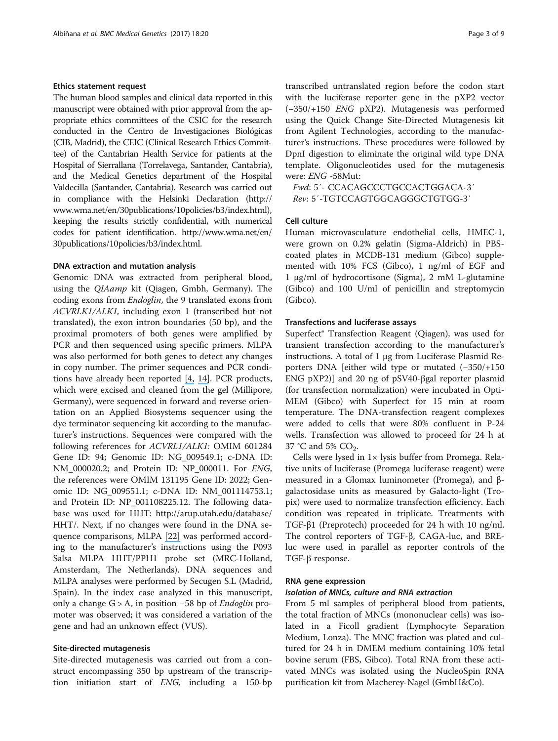### Ethics statement request

The human blood samples and clinical data reported in this manuscript were obtained with prior approval from the appropriate ethics committees of the CSIC for the research conducted in the Centro de Investigaciones Biológicas (CIB, Madrid), the CEIC (Clinical Research Ethics Committee) of the Cantabrian Health Service for patients at the Hospital of Sierrallana (Torrelavega, Santander, Cantabria), and the Medical Genetics department of the Hospital Valdecilla (Santander, Cantabria). Research was carried out in compliance with the Helsinki Declaration (http://www.wma.net/en/30publications/10policies/b3/index.html), keeping the results strictly confidential, with numerical codes for patient identification. http://www.wma.net/en/30publications/10policies/b3/index.html.

### DNA extraction and mutation analysis

Genomic DNA was extracted from peripheral blood, using the *QIAamp* kit (Qiagen, Gmbh, Germany). The coding exons from *Endoglin*, the 9 translated exons from *ACVRLK1/ALK1,* including exon 1 (transcribed but not translated), the exon intron boundaries (50 bp), and the proximal promoters of both genes were amplified by PCR and then sequenced using specific primers. MLPA was also performed for both genes to detect any changes in copy number. The primer sequences and PCR conditions have already been reported [4, 14]. PCR products, which were excised and cleaned from the gel (Millipore, Germany), were sequenced in forward and reverse orientation on an Applied Biosystems sequencer using the dye terminator sequencing kit according to the manufacturer's instructions. Sequences were compared with the following references for *ACVRL1/ALK1:* OMIM 601284 Gene ID: 94; Genomic ID: NG_009549.1; c-DNA ID: NM_000020.2; and Protein ID: NP_000011. For *ENG*, the references were OMIM 131195 Gene ID: 2022; Genomic ID: NG_009551.1; c-DNA ID: NM_001114753.1; and Protein ID: NP_001108225.12. The following database was used for HHT: http://arup.utah.edu/database/HHT/. Next, if no changes were found in the DNA sequence comparisons, MLPA [22] was performed according to the manufacturer's instructions using the P093 Salsa MLPA HHT/PPH1 probe set (MRC-Holland, Amsterdam, The Netherlands). DNA sequences and MLPA analyses were performed by Secugen S.L (Madrid, Spain). In the index case analyzed in this manuscript, only a change G > A, in position −58 bp of *Endoglin* promoter was observed; it was considered a variation of the gene and had an unknown effect (VUS).

### Site-directed mutagenesis

Site-directed mutagenesis was carried out from a construct encompassing 350 bp upstream of the transcription initiation start of *ENG,* including a 150-bp transcribed untranslated region before the codon start with the luciferase reporter gene in the pXP2 vector (−350/+150 *ENG* pXP2). Mutagenesis was performed using the Quick Change Site-Directed Mutagenesis kit from Agilent Technologies, according to the manufacturer's instructions. These procedures were followed by DpnI digestion to eliminate the original wild type DNA template. Oligonucleotides used for the mutagenesis were: *ENG* -58Mut:

*Fwd*: 5′- CCACAGCCCTGCCACTGGACA-3′
*Rev*: 5′-TGTCCAGTGGCAGGGCTGTGG-3′

### Cell culture

Human microvasculature endothelial cells, HMEC-1, were grown on 0.2% gelatin (Sigma-Aldrich) in PBS-coated plates in MCDB-131 medium (Gibco) supplemented with 10% FCS (Gibco), 1 ng/ml of EGF and 1 μg/ml of hydrocortisone (Sigma), 2 mM L-glutamine (Gibco) and 100 U/ml of penicillin and streptomycin (Gibco).

### Transfections and luciferase assays

Superfect® Transfection Reagent (Qiagen), was used for transient transfection according to the manufacturer's instructions. A total of 1 μg from Luciferase Plasmid Reporters DNA [either wild type or mutated (−350/+150 ENG pXP2)] and 20 ng of pSV40-βgal reporter plasmid (for transfection normalization) were incubated in Opti-MEM (Gibco) with Superfect for 15 min at room temperature. The DNA-transfection reagent complexes were added to cells that were 80% confluent in P-24 wells. Transfection was allowed to proceed for 24 h at 37 °C and 5% $CO_2$.

Cells were lysed in 1× lysis buffer from Promega. Relative units of luciferase (Promega luciferase reagent) were measured in a Glomax luminometer (Promega), and β-galactosidase units as measured by Galacto-light (Tropix) were used to normalize transfection efficiency. Each condition was repeated in triplicate. Treatments with TGF-β1 (Preprotech) proceeded for 24 h with 10 ng/ml. The control reporters of TGF-β, CAGA-luc, and BRE-luc were used in parallel as reporter controls of the TGF-β response.

### RNA gene expression

#### *Isolation of MNCs, culture and RNA extraction*

From 5 ml samples of peripheral blood from patients, the total fraction of MNCs (mononuclear cells) was isolated in a Ficoll gradient (Lymphocyte Separation Medium, Lonza). The MNC fraction was plated and cultured for 24 h in DMEM medium containing 10% fetal bovine serum (FBS, Gibco). Total RNA from these activated MNCs was isolated using the NucleoSpin RNA purification kit from Macherey-Nagel (GmbH&Co).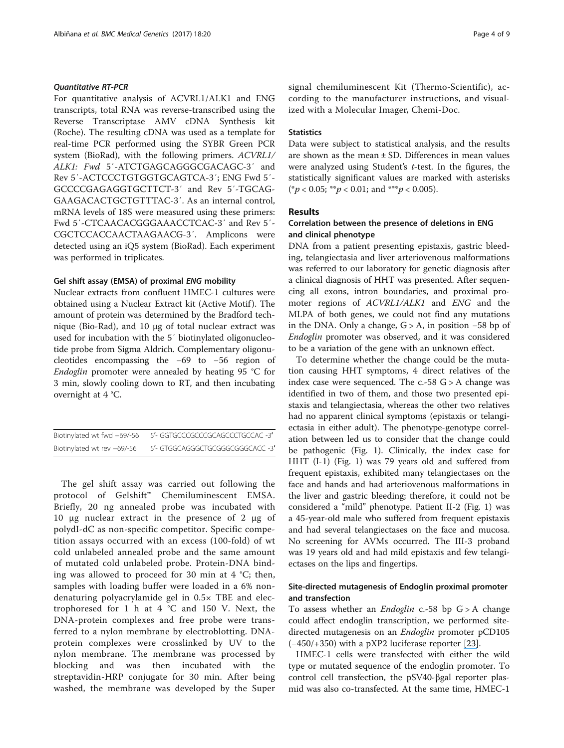#### *Quantitative RT-PCR*

For quantitative analysis of ACVRL1/ALK1 and ENG transcripts, total RNA was reverse-transcribed using the Reverse Transcriptase AMV cDNA Synthesis kit (Roche). The resulting cDNA was used as a template for real-time PCR performed using the SYBR Green PCR system (BioRad), with the following primers. *ACVRL1/ALK1: Fwd* 5′-ATCTGAGCAGGGCGACAGC-3′ and Rev 5′-ACTCCCTGTGGTGCAGTCA-3′; ENG Fwd 5′-GCCCCGAGAGGTGCTTCT-3′ and Rev 5′-TGCAGGAAGACACTGCTGTTTAC-3′. As an internal control, mRNA levels of 18S were measured using these primers: Fwd 5′-CTCAACACGGGAAACCTCAC-3′ and Rev 5′-CGCTCCACCAACTAAGAACG-3′. Amplicons were detected using an iQ5 system (BioRad). Each experiment was performed in triplicates.

#### Gel shift assay (EMSA) of proximal *ENG* mobility

Nuclear extracts from confluent HMEC-1 cultures were obtained using a Nuclear Extract kit (Active Motif). The amount of protein was determined by the Bradford technique (Bio-Rad), and 10 μg of total nuclear extract was used for incubation with the 5′ biotinylated oligonucleotide probe from Sigma Aldrich. Complementary oligonucleotides encompassing the −69 to −56 region of *Endoglin* promoter were annealed by heating 95 °C for 3 min, slowly cooling down to RT, and then incubating overnight at 4 °C.

| | |
|---|---|
| Biotinylated wt fwd −69/-56 | 5′- GGTGCCCGCCCGCAGCCCTGCCAC -3′ |
| Biotinylated wt rev −69/-56 | 5′- GTGGCAGGGCTGCGGGCGGGCACC -3′ |

The gel shift assay was carried out following the protocol of Gelshift™ Chemiluminescent EMSA. Briefly, 20 ng annealed probe was incubated with 10 μg nuclear extract in the presence of 2 μg of polydI-dC as non-specific competitor. Specific competition assays occurred with an excess (100-fold) of wt cold unlabeled annealed probe and the same amount of mutated cold unlabeled probe. Protein-DNA binding was allowed to proceed for 30 min at 4 °C; then, samples with loading buffer were loaded in a 6% non-denaturing polyacrylamide gel in 0.5× TBE and electrophoresed for 1 h at 4 °C and 150 V. Next, the DNA-protein complexes and free probe were transferred to a nylon membrane by electroblotting. DNA-protein complexes were crosslinked by UV to the nylon membrane. The membrane was processed by blocking and was then incubated with the streptavidin-HRP conjugate for 30 min. After being washed, the membrane was developed by the Super signal chemiluminescent Kit (Thermo-Scientific), according to the manufacturer instructions, and visualized with a Molecular Imager, Chemi-Doc.

### Statistics

Data were subject to statistical analysis, and the results are shown as the mean ± SD. Differences in mean values were analyzed using Student's *t*-test. In the figures, the statistically significant values are marked with asterisks (\*$p < 0.05$; \*\*$p < 0.01$; and \*\*\*$p < 0.005$).

## Results

### Correlation between the presence of deletions in ENG and clinical phenotype

DNA from a patient presenting epistaxis, gastric bleeding, telangiectasia and liver arteriovenous malformations was referred to our laboratory for genetic diagnosis after a clinical diagnosis of HHT was presented. After sequencing all exons, intron boundaries, and proximal promoter regions of *ACVRL1/ALK1* and *ENG* and the MLPA of both genes, we could not find any mutations in the DNA. Only a change, G > A, in position −58 bp of *Endoglin* promoter was observed, and it was considered to be a variation of the gene with an unknown effect.

To determine whether the change could be the mutation causing HHT symptoms, 4 direct relatives of the index case were sequenced. The c.-58 G > A change was identified in two of them, and those two presented epistaxis and telangiectasia, whereas the other two relatives had no apparent clinical symptoms (epistaxis or telangiectasia in either adult). The phenotype-genotype correlation between led us to consider that the change could be pathogenic (Fig. 1). Clinically, the index case for HHT (I-1) (Fig. 1) was 79 years old and suffered from frequent epistaxis, exhibited many telangiectases on the face and hands and had arteriovenous malformations in the liver and gastric bleeding; therefore, it could not be considered a "mild" phenotype. Patient II-2 (Fig. 1) was a 45-year-old male who suffered from frequent epistaxis and had several telangiectases on the face and mucosa. No screening for AVMs occurred. The III-3 proband was 19 years old and had mild epistaxis and few telangiectases on the lips and fingertips.

### Site-directed mutagenesis of Endoglin proximal promoter and transfection

To assess whether an *Endoglin* c.-58 bp G > A change could affect endoglin transcription, we performed site-directed mutagenesis on an *Endoglin* promoter pCD105 (−450/+350) with a pXP2 luciferase reporter [23].

HMEC-1 cells were transfected with either the wild type or mutated sequence of the endoglin promoter. To control cell transfection, the pSV40-βgal reporter plasmid was also co-transfected. At the same time, HMEC-1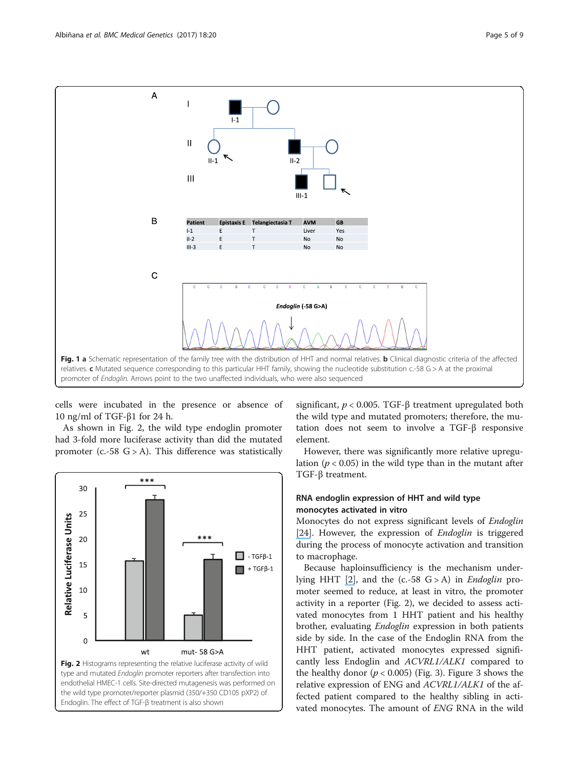| Patient | Epistaxis E | Telangiectasia T | AVM | GB |
|---|---|---|---|---|
| I-1 | E | T | Liver | Yes |
| II-2 | E | T | No | No |
| III-3 | E | T | No | No |

**Fig. 1 a** Schematic representation of the family tree with the distribution of HHT and normal relatives. **b** Clinical diagnostic criteria of the affected relatives. **c** Mutated sequence corresponding to this particular HHT family, showing the nucleotide substitution c.-58 G > A at the proximal promoter of *Endoglin*. Arrows point to the two unaffected individuals, who were also sequenced

cells were incubated in the presence or absence of 10 ng/ml of TGF-β1 for 24 h.

As shown in Fig. 2, the wild type endoglin promoter had 3-fold more luciferase activity than did the mutated promoter (c.-58 G > A). This difference was statistically significant, $p < 0.005$. TGF-β treatment upregulated both the wild type and mutated promoters; therefore, the mutation does not seem to involve a TGF-β responsive element.

However, there was significantly more relative upregulation ($p < 0.05$) in the wild type than in the mutant after TGF-β treatment.

**Fig. 2** Histograms representing the relative luciferase activity of wild type and mutated *Endoglin* promoter reporters after transfection into endothelial HMEC-1 cells. Site-directed mutagenesis was performed on the wild type promoter/reporter plasmid (350/+350 CD105 pXP2) of Endoglin. The effect of TGF-β treatment is also shown

### RNA endoglin expression of HHT and wild type monocytes activated in vitro

Monocytes do not express significant levels of *Endoglin* [24]. However, the expression of *Endoglin* is triggered during the process of monocyte activation and transition to macrophage.

Because haploinsufficiency is the mechanism underlying HHT [2], and the (c.-58 G > A) in *Endoglin* promoter seemed to reduce, at least in vitro, the promoter activity in a reporter (Fig. 2), we decided to assess activated monocytes from 1 HHT patient and his healthy brother, evaluating *Endoglin* expression in both patients side by side. In the case of the Endoglin RNA from the HHT patient, activated monocytes expressed significantly less Endoglin and *ACVRL1/ALK1* compared to the healthy donor ($p < 0.005$) (Fig. 3). Figure 3 shows the relative expression of ENG and *ACVRL1/ALK1* of the affected patient compared to the healthy sibling in activated monocytes. The amount of *ENG* RNA in the wild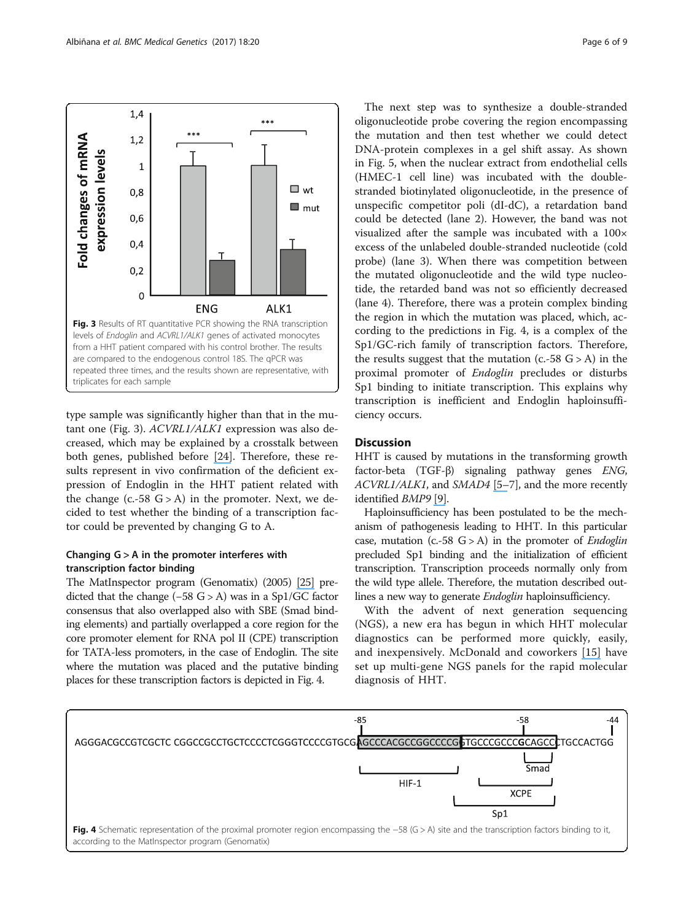Fig. 3 Results of RT quantitative PCR showing the RNA transcription levels of *Endoglin* and *ACVRL1/ALK1* genes of activated monocytes from a HHT patient compared with his control brother. The results are compared to the endogenous control 18S. The qPCR was repeated three times, and the results shown are representative, with triplicates for each sample

type sample was significantly higher than that in the mutant one (Fig. 3). *ACVRL1/ALK1* expression was also decreased, which may be explained by a crosstalk between both genes, published before [24]. Therefore, these results represent in vivo confirmation of the deficient expression of Endoglin in the HHT patient related with the change (c.-58 G > A) in the promoter. Next, we decided to test whether the binding of a transcription factor could be prevented by changing G to A.

### Changing G > A in the promoter interferes with transcription factor binding

The MatInspector program (Genomatix) (2005) [25] predicted that the change (−58 G > A) was in a Sp1/GC factor consensus that also overlapped also with SBE (Smad binding elements) and partially overlapped a core region for the core promoter element for RNA pol II (CPE) transcription for TATA-less promoters, in the case of Endoglin. The site where the mutation was placed and the putative binding places for these transcription factors is depicted in Fig. 4.

The next step was to synthesize a double-stranded oligonucleotide probe covering the region encompassing the mutation and then test whether we could detect DNA-protein complexes in a gel shift assay. As shown in Fig. 5, when the nuclear extract from endothelial cells (HMEC-1 cell line) was incubated with the double-stranded biotinylated oligonucleotide, in the presence of unspecific competitor poli (dI-dC), a retardation band could be detected (lane 2). However, the band was not visualized after the sample was incubated with a 100× excess of the unlabeled double-stranded nucleotide (cold probe) (lane 3). When there was competition between the mutated oligonucleotide and the wild type nucleotide, the retarded band was not so efficiently decreased (lane 4). Therefore, there was a protein complex binding the region in which the mutation was placed, which, according to the predictions in Fig. 4, is a complex of the Sp1/GC-rich family of transcription factors. Therefore, the results suggest that the mutation (c.-58 G > A) in the proximal promoter of *Endoglin* precludes or disturbs Sp1 binding to initiate transcription. This explains why transcription is inefficient and Endoglin haploinsufficiency occurs.

## Discussion

HHT is caused by mutations in the transforming growth factor-beta (TGF-β) signaling pathway genes *ENG*, *ACVRL1/ALK1*, and *SMAD4* [5–7], and the more recently identified *BMP9* [9].

Haploinsufficiency has been postulated to be the mechanism of pathogenesis leading to HHT. In this particular case, mutation (c.-58 G > A) in the promoter of *Endoglin* precluded Sp1 binding and the initialization of efficient transcription. Transcription proceeds normally only from the wild type allele. Therefore, the mutation described outlines a new way to generate *Endoglin* haploinsufficiency.

With the advent of next generation sequencing (NGS), a new era has begun in which HHT molecular diagnostics can be performed more quickly, easily, and inexpensively. McDonald and coworkers [15] have set up multi-gene NGS panels for the rapid molecular diagnosis of HHT.

Fig. 4 Schematic representation of the proximal promoter region encompassing the −58 (G > A) site and the transcription factors binding to it, according to the MatInspector program (Genomatix)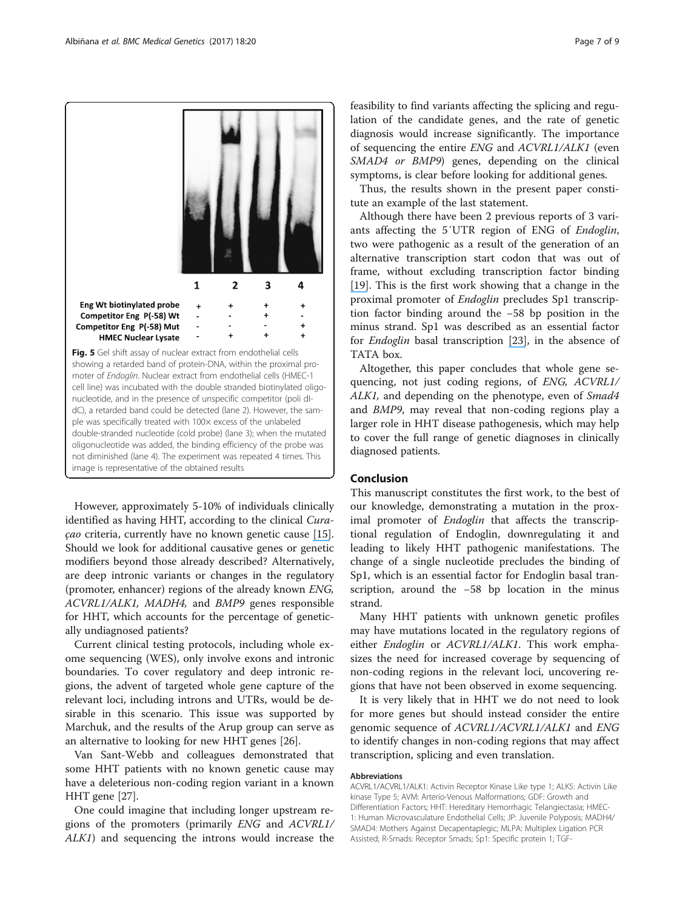| | 1 | 2 | 3 | 4 |
|---|---|---|---|---|
| Eng Wt biotinylated probe | + | + | + | + |
| Competitor Eng P(-58) Wt | - | - | + | - |
| Competitor Eng P(-58) Mut | - | - | - | + |
| HMEC Nuclear Lysate | - | + | + | + |

**Fig. 5** Gel shift assay of nuclear extract from endothelial cells showing a retarded band of protein-DNA, within the proximal promoter of *Endoglin*. Nuclear extract from endothelial cells (HMEC-1 cell line) was incubated with the double stranded biotinylated oligonucleotide, and in the presence of unspecific competitor (poli dI-dC), a retarded band could be detected (lane 2). However, the sample was specifically treated with 100× excess of the unlabeled double-stranded nucleotide (cold probe) (lane 3); when the mutated oligonucleotide was added, the binding efficiency of the probe was not diminished (lane 4). The experiment was repeated 4 times. This image is representative of the obtained results

However, approximately 5-10% of individuals clinically identified as having HHT, according to the clinical *Curaçao* criteria, currently have no known genetic cause [15]. Should we look for additional causative genes or genetic modifiers beyond those already described? Alternatively, are deep intronic variants or changes in the regulatory (promoter, enhancer) regions of the already known *ENG, ACVRL1/ALK1, MADH4,* and *BMP9* genes responsible for HHT, which accounts for the percentage of genetically undiagnosed patients?

Current clinical testing protocols, including whole exome sequencing (WES), only involve exons and intronic boundaries. To cover regulatory and deep intronic regions, the advent of targeted whole gene capture of the relevant loci, including introns and UTRs, would be desirable in this scenario. This issue was supported by Marchuk, and the results of the Arup group can serve as an alternative to looking for new HHT genes [26].

Van Sant-Webb and colleagues demonstrated that some HHT patients with no known genetic cause may have a deleterious non-coding region variant in a known HHT gene [27].

One could imagine that including longer upstream regions of the promoters (primarily *ENG* and *ACVRL1/ALK1*) and sequencing the introns would increase the feasibility to find variants affecting the splicing and regulation of the candidate genes, and the rate of genetic diagnosis would increase significantly. The importance of sequencing the entire *ENG* and *ACVRL1/ALK1* (even *SMAD4 or BMP9*) genes, depending on the clinical symptoms, is clear before looking for additional genes.

Thus, the results shown in the present paper constitute an example of the last statement.

Although there have been 2 previous reports of 3 variants affecting the 5´UTR region of ENG of *Endoglin*, two were pathogenic as a result of the generation of an alternative transcription start codon that was out of frame, without excluding transcription factor binding [19]. This is the first work showing that a change in the proximal promoter of *Endoglin* precludes Sp1 transcription factor binding around the −58 bp position in the minus strand. Sp1 was described as an essential factor for *Endoglin* basal transcription [23], in the absence of TATA box.

Altogether, this paper concludes that whole gene sequencing, not just coding regions, of *ENG, ACVRL1/ALK1,* and depending on the phenotype, even of *Smad4* and *BMP9*, may reveal that non-coding regions play a larger role in HHT disease pathogenesis, which may help to cover the full range of genetic diagnoses in clinically diagnosed patients.

## Conclusion

This manuscript constitutes the first work, to the best of our knowledge, demonstrating a mutation in the proximal promoter of *Endoglin* that affects the transcriptional regulation of Endoglin, downregulating it and leading to likely HHT pathogenic manifestations. The change of a single nucleotide precludes the binding of Sp1, which is an essential factor for Endoglin basal transcription, around the −58 bp location in the minus strand.

Many HHT patients with unknown genetic profiles may have mutations located in the regulatory regions of either *Endoglin* or *ACVRL1/ALK1*. This work emphasizes the need for increased coverage by sequencing of non-coding regions in the relevant loci, uncovering regions that have not been observed in exome sequencing.

It is very likely that in HHT we do not need to look for more genes but should instead consider the entire genomic sequence of *ACVRL1/ACVRL1/ALK1* and *ENG* to identify changes in non-coding regions that may affect transcription, splicing and even translation.

#### Abbreviations

ACVRL1/ACVRL1/ALK1: Activin Receptor Kinase Like type 1; ALK5: Activin Like kinase Type 5; AVM: Arterio-Venous Malformations; GDF: Growth and Differentiation Factors; HHT: Hereditary Hemorrhagic Telangiectasia; HMEC-1: Human Microvasculature Endothelial Cells; JP: Juvenile Polyposis; MADH4/SMAD4: Mothers Against Decapentaplegic; MLPA: Multiplex Ligation PCR Assisted; R-Smads: Receptor Smads; Sp1: Specific protein 1; TGF-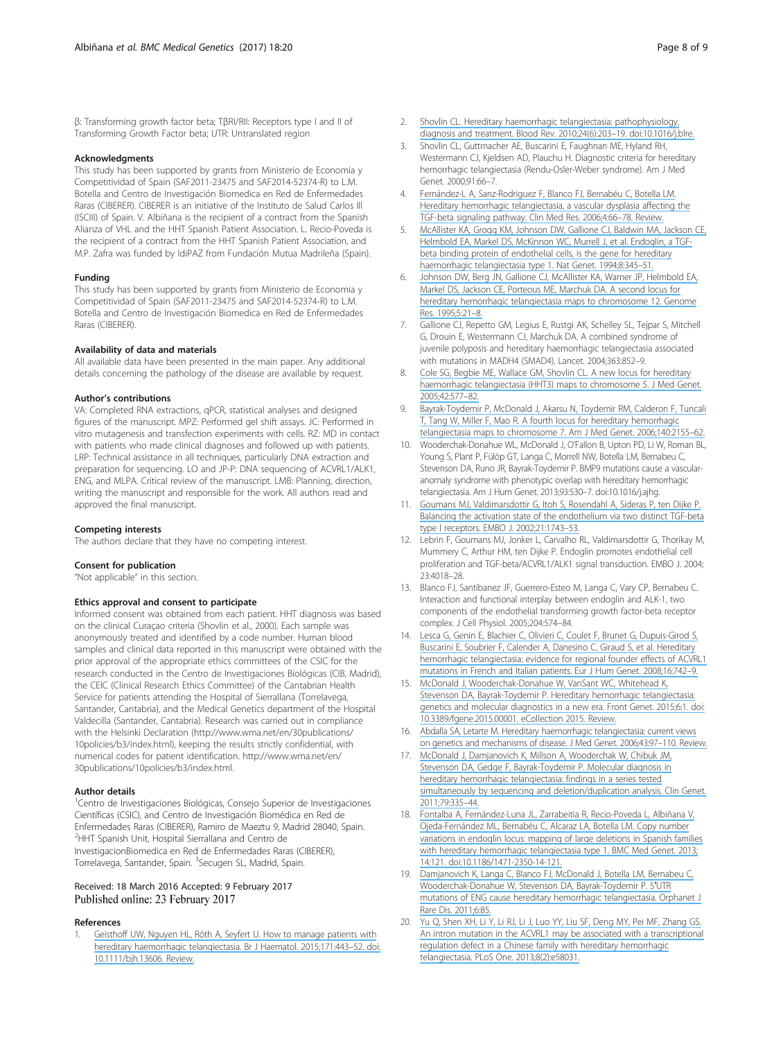β: Transforming growth factor beta; TβRI/RII: Receptors type I and II of Transforming Growth Factor beta; UTR: Untranslated region

#### Acknowledgments

This study has been supported by grants from Ministerio de Economia y Competitividad of Spain (SAF2011-23475 and SAF2014-52374-R) to L.M. Botella and Centro de Investigación Biomedica en Red de Enfermedades Raras (CIBERER). CIBERER is an initiative of the Instituto de Salud Carlos III (ISCIII) of Spain. V. Albiñana is the recipient of a contract from the Spanish Alianza of VHL and the HHT Spanish Patient Association. L. Recio-Poveda is the recipient of a contract from the HHT Spanish Patient Association, and M.P. Zafra was funded by IdiPAZ from Fundación Mutua Madrileña (Spain).

#### Funding

This study has been supported by grants from Ministerio de Economia y Competitividad of Spain (SAF2011-23475 and SAF2014-52374-R) to L.M. Botella and Centro de Investigación Biomedica en Red de Enfermedades Raras (CIBERER).

#### Availability of data and materials

All available data have been presented in the main paper. Any additional details concerning the pathology of the disease are available by request.

#### Author's contributions

VA: Completed RNA extractions, qPCR, statistical analyses and designed figures of the manuscript. MPZ: Performed gel shift assays. JC: Performed in vitro mutagenesis and transfection experiments with cells. RZ: MD in contact with patients who made clinical diagnoses and followed up with patients. LRP: Technical assistance in all techniques, particularly DNA extraction and preparation for sequencing. LO and JP-P: DNA sequencing of ACVRL1/ALK1, ENG, and MLPA. Critical review of the manuscript. LMB: Planning, direction, writing the manuscript and responsible for the work. All authors read and approved the final manuscript.

#### Competing interests

The authors declare that they have no competing interest.

#### Consent for publication

"Not applicable" in this section.

#### Ethics approval and consent to participate

Informed consent was obtained from each patient. HHT diagnosis was based on the clinical Curaçao criteria (Shovlin et al., 2000). Each sample was anonymously treated and identified by a code number. Human blood samples and clinical data reported in this manuscript were obtained with the prior approval of the appropriate ethics committees of the CSIC for the research conducted in the Centro de Investigaciones Biológicas (CIB, Madrid), the CEIC (Clinical Research Ethics Committee) of the Cantabrian Health Service for patients attending the Hospital of Sierrallana (Torrelavega, Santander, Cantabria), and the Medical Genetics department of the Hospital Valdecilla (Santander, Cantabria). Research was carried out in compliance with the Helsinki Declaration (http://www.wma.net/en/30publications/10policies/b3/index.html), keeping the results strictly confidential, with numerical codes for patient identification. http://www.wma.net/en/30publications/10policies/b3/index.html.

#### Author details

[1]Centro de Investigaciones Biológicas, Consejo Superior de Investigaciones Científicas (CSIC), and Centro de Investigación Biomédica en Red de Enfermedades Raras (CIBERER), Ramiro de Maeztu 9, Madrid 28040, Spain. [2]HHT Spanish Unit, Hospital Sierrallana and Centro de InvestigacionBiomedica en Red de Enfermedades Raras (CIBERER), Torrelavega, Santander, Spain. [3]Secugen SL, Madrid, Spain.

Received: 18 March 2016 Accepted: 9 February 2017
Published online: 23 February 2017

#### References

1. Geisthoff UW, Nguyen HL, Röth A, Seyfert U. How to manage patients with hereditary haemorrhagic telangiectasia. Br J Haematol. 2015;171:443–52. doi:10.1111/bjh.13606. Review.
2. Shovlin CL. Hereditary haemorrhagic telangiectasia: pathophysiology, diagnosis and treatment. Blood Rev. 2010;24(6):203–19. doi:10.1016/j.blre.
3. Shovlin CL, Guttmacher AE, Buscarini E, Faughnan ME, Hyland RH, Westermann CJ, Kjeldsen AD, Plauchu H. Diagnostic criteria for hereditary hemorrhagic telangiectasia (Rendu-Osler-Weber syndrome). Am J Med Genet. 2000;91:66–7.
4. Fernández-L A, Sanz-Rodriguez F, Blanco FJ, Bernabéu C, Botella LM. Hereditary hemorrhagic telangiectasia, a vascular dysplasia affecting the TGF-beta signaling pathway. Clin Med Res. 2006;4:66–78. Review.
5. McAllister KA, Grogg KM, Johnson DW, Gallione CJ, Baldwin MA, Jackson CE, Helmbold EA, Markel DS, McKinnon WC, Murrell J, et al. Endoglin, a TGF-beta binding protein of endothelial cells, is the gene for hereditary haemorrhagic telangiectasia type 1. Nat Genet. 1994;8:345–51.
6. Johnson DW, Berg JN, Gallione CJ, McAllister KA, Warner JP, Helmbold EA, Markel DS, Jackson CE, Porteous ME, Marchuk DA. A second locus for hereditary hemorrhagic telangiectasia maps to chromosome 12. Genome Res. 1995;5:21–8.
7. Gallione CJ, Repetto GM, Legius E, Rustgi AK, Schelley SL, Tejpar S, Mitchell G, Drouin E, Westermann CJ, Marchuk DA. A combined syndrome of juvenile polyposis and hereditary haemorrhagic telangiectasia associated with mutations in MADH4 (SMAD4). Lancet. 2004;363:852–9.
8. Cole SG, Begbie ME, Wallace GM, Shovlin CL. A new locus for hereditary haemorrhagic telangiectasia (HHT3) maps to chromosome 5. J Med Genet. 2005;42:577–82.
9. Bayrak-Toydemir P, McDonald J, Akarsu N, Toydemir RM, Calderon F, Tuncali T, Tang W, Miller F, Mao R. A fourth locus for hereditary hemorrhagic telangiectasia maps to chromosome 7. Am J Med Genet. 2006;140:2155–62.
10. Wooderchak-Donahue WL, McDonald J, O'Fallon B, Upton PD, Li W, Roman BL, Young S, Plant P, Fülöp GT, Langa C, Morrell NW, Botella LM, Bernabeu C, Stevenson DA, Runo JR, Bayrak-Toydemir P. BMP9 mutations cause a vascular-anomaly syndrome with phenotypic overlap with hereditary hemorrhagic telangiectasia. Am J Hum Genet. 2013;93:530–7. doi:10.1016/j.ajhg.
11. Goumans MJ, Valdimarsdottir G, Itoh S, Rosendahl A, Sideras P, ten Dijke P. Balancing the activation state of the endothelium via two distinct TGF-beta type I receptors. EMBO J. 2002;21:1743–53.
12. Lebrin F, Goumans MJ, Jonker L, Carvalho RL, Valdimarsdottir G, Thorikay M, Mummery C, Arthur HM, ten Dijke P. Endoglin promotes endothelial cell proliferation and TGF-beta/ACVRL1/ALK1 signal transduction. EMBO J. 2004;23:4018–28.
13. Blanco FJ, Santibanez JF, Guerrero-Esteo M, Langa C, Vary CP, Bernabeu C. Interaction and functional interplay between endoglin and ALK-1, two components of the endothelial transforming growth factor-beta receptor complex. J Cell Physiol. 2005;204:574–84.
14. Lesca G, Genin E, Blachier C, Olivieri C, Coulet F, Brunet G, Dupuis-Girod S, Buscarini E, Soubrier F, Calender A, Danesino C, Giraud S, et al. Hereditary hemorrhagic telangiectasia: evidence for regional founder effects of ACVRL1 mutations in French and Italian patients. Eur J Hum Genet. 2008;16:742–9.
15. McDonald J, Wooderchak-Donahue W, VanSant WC, Whitehead K, Stevenson DA, Bayrak-Toydemir P. Hereditary hemorrhagic telangiectasia: genetics and molecular diagnostics in a new era. Front Genet. 2015;6:1. doi:10.3389/fgene.2015.00001. eCollection 2015. Review.
16. Abdalla SA, Letarte M. Hereditary haemorrhagic telangiectasia: current views on genetics and mechanisms of disease. J Med Genet. 2006;43:97–110. Review.
17. McDonald J, Damjanovich K, Millson A, Wooderchak W, Chibuk JM, Stevenson DA, Gedge F, Bayrak-Toydemir P. Molecular diagnosis in hereditary hemorrhagic telangiectasia: findings in a series tested simultaneously by sequencing and deletion/duplication analysis. Clin Genet. 2011;79:335–44.
18. Fontalba A, Fernández-Luna JL, Zarrabeitia R, Recio-Poveda L, Albiñana V, Ojeda-Fernández ML, Bernabéu C, Alcaraz LA, Botella LM. Copy number variations in endoglin locus: mapping of large deletions in Spanish families with hereditary hemorrhagic telangiectasia type 1. BMC Med Genet. 2013;14:121. doi:10.1186/1471-2350-14-121.
19. Damjanovich K, Langa C, Blanco FJ, McDonald J, Botella LM, Bernabeu C, Wooderchak-Donahue W, Stevenson DA, Bayrak-Toydemir P. 5′UTR mutations of ENG cause hereditary hemorrhagic telangiectasia. Orphanet J Rare Dis. 2011;6:85.
20. Yu Q, Shen XH, Li Y, Li RJ, Li J, Luo YY, Liu SF, Deng MY, Pei MF, Zhang GS. An intron mutation in the ACVRL1 may be associated with a transcriptional regulation defect in a Chinese family with hereditary hemorrhagic telangiectasia. PLoS One. 2013;8(2):e58031.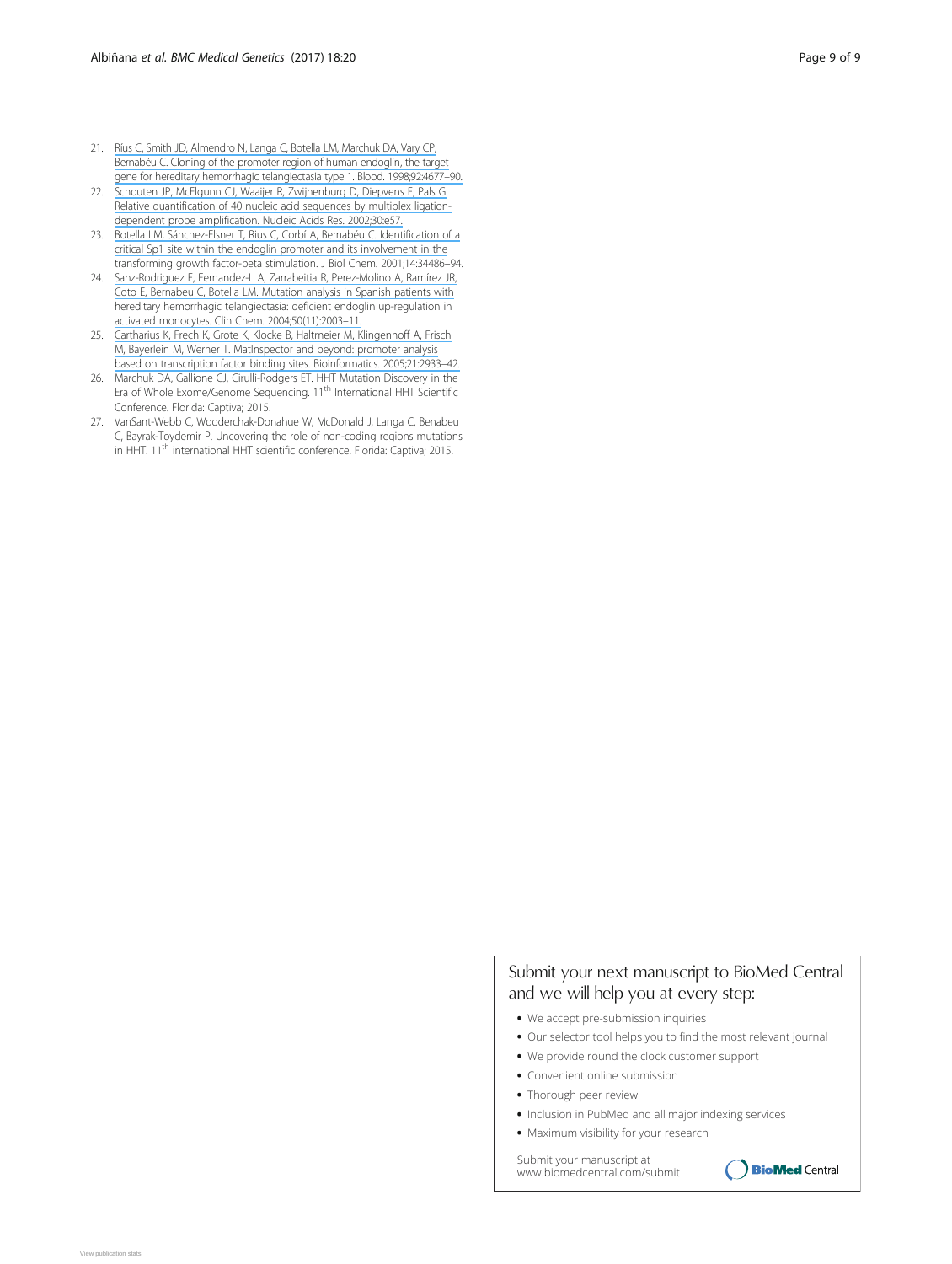21. Ríus C, Smith JD, Almendro N, Langa C, Botella LM, Marchuk DA, Vary CP, Bernabéu C. Cloning of the promoter region of human endoglin, the target gene for hereditary hemorrhagic telangiectasia type 1. Blood. 1998;92:4677–90.
22. Schouten JP, McElgunn CJ, Waaijer R, Zwijnenburg D, Diepvens F, Pals G. Relative quantification of 40 nucleic acid sequences by multiplex ligation-dependent probe amplification. Nucleic Acids Res. 2002;30:e57.
23. Botella LM, Sánchez-Elsner T, Rius C, Corbí A, Bernabéu C. Identification of a critical Sp1 site within the endoglin promoter and its involvement in the transforming growth factor-beta stimulation. J Biol Chem. 2001;14:34486–94.
24. Sanz-Rodriguez F, Fernandez-L A, Zarrabeitia R, Perez-Molino A, Ramírez JR, Coto E, Bernabeu C, Botella LM. Mutation analysis in Spanish patients with hereditary hemorrhagic telangiectasia: deficient endoglin up-regulation in activated monocytes. Clin Chem. 2004;50(11):2003–11.
25. Cartharius K, Frech K, Grote K, Klocke B, Haltmeier M, Klingenhoff A, Frisch M, Bayerlein M, Werner T. MatInspector and beyond: promoter analysis based on transcription factor binding sites. Bioinformatics. 2005;21:2933–42.
26. Marchuk DA, Gallione CJ, Cirulli-Rodgers ET. HHT Mutation Discovery in the Era of Whole Exome/Genome Sequencing. 11th International HHT Scientific Conference. Florida: Captiva; 2015.
27. VanSant-Webb C, Wooderchak-Donahue W, McDonald J, Langa C, Benabeu C, Bayrak-Toydemir P. Uncovering the role of non-coding regions mutations in HHT. 11th international HHT scientific conference. Florida: Captiva; 2015.

Submit your next manuscript to BioMed Central and we will help you at every step:

- We accept pre-submission inquiries
- Our selector tool helps you to find the most relevant journal
- We provide round the clock customer support
- Convenient online submission
- Thorough peer review
- Inclusion in PubMed and all major indexing services
- Maximum visibility for your research

Submit your manuscript at www.biomedcentral.com/submit

BioMed Central